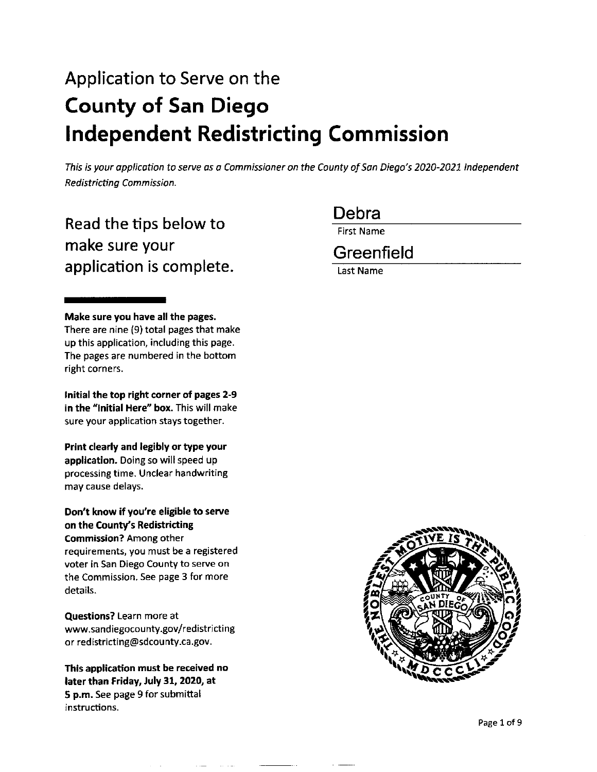Application to Serve on the

# County of San Diego Independent Redistricting Commission

*This is your application to serve as a Commissioner on the County of San Diego's 2020-2021 Independent Redistricting Commission.*

## Read the tips below to make sure your application is complete.

Debra
First Name

Greenfield
Last Name

**Make sure you have all the pages.** There are nine (9) total pages that make up this application, including this page. The pages are numbered in the bottom right corners.

**Initial the top right corner of pages 2-9 in the "Initial Here" box.** This will make sure your application stays together.

**Print clearly and legibly or type your application.** Doing so will speed up processing time. Unclear handwriting may cause delays.

**Don't know if you're eligible to serve on the County's Redistricting Commission?** Among other requirements, you must be a registered voter in San Diego County to serve on the Commission. See page 3 for more details.

**Questions?** Learn more at www.sandiegocounty.gov/redistricting or redistricting@sdcounty.ca.gov.

**This application must be received no later than Friday, July 31, 2020, at 5 p.m.** See page 9 for submittal instructions.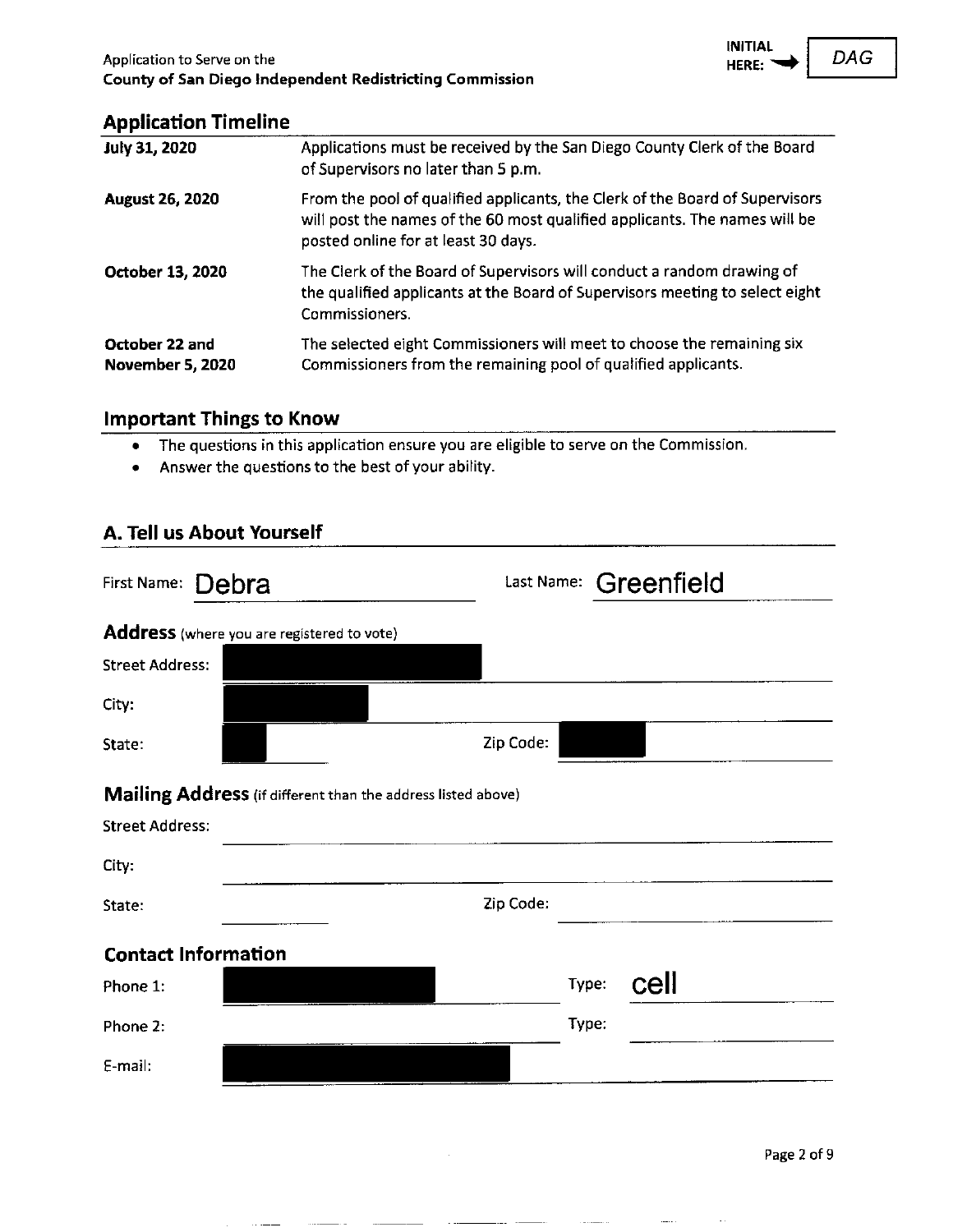INITIAL HERE: → DAG

## Application Timeline

| | |
|---|---|
| **July 31, 2020** | Applications must be received by the San Diego County Clerk of the Board of Supervisors no later than 5 p.m. |
| **August 26, 2020** | From the pool of qualified applicants, the Clerk of the Board of Supervisors will post the names of the 60 most qualified applicants. The names will be posted online for at least 30 days. |
| **October 13, 2020** | The Clerk of the Board of Supervisors will conduct a random drawing of the qualified applicants at the Board of Supervisors meeting to select eight Commissioners. |
| **October 22 and November 5, 2020** | The selected eight Commissioners will meet to choose the remaining six Commissioners from the remaining pool of qualified applicants. |

## Important Things to Know

- The questions in this application ensure you are eligible to serve on the Commission.
- Answer the questions to the best of your ability.

## A. Tell us About Yourself

First Name: Debra    Last Name: Greenfield

**Address** (where you are registered to vote)

Street Address: [REDACTED]

City: [REDACTED]

State: [REDACTED]    Zip Code: [REDACTED]

**Mailing Address** (if different than the address listed above)

Street Address:

City:

State:    Zip Code:

### Contact Information

Phone 1: [REDACTED]    Type: cell

Phone 2:    Type:

E-mail: [REDACTED]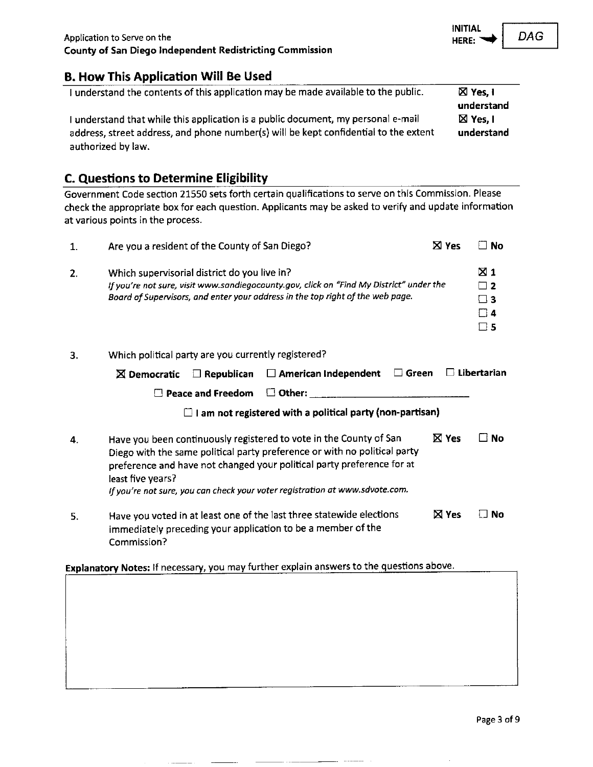## B. How This Application Will Be Used

| | |
|---|---|
| I understand the contents of this application may be made available to the public. | ☒ **Yes, I understand** |
| I understand that while this application is a public document, my personal e-mail address, street address, and phone number(s) will be kept confidential to the extent authorized by law. | ☒ **Yes, I understand** |

## C. Questions to Determine Eligibility

Government Code section 21550 sets forth certain qualifications to serve on this Commission. Please check the appropriate box for each question. Applicants may be asked to verify and update information at various points in the process.

1. Are you a resident of the County of San Diego? ☒ **Yes** ☐ **No**

2. Which supervisorial district do you live in?
   *If you're not sure, visit www.sandiegocounty.gov, click on "Find My District" under the Board of Supervisors, and enter your address in the top right of the web page.*
   ☒ **1**
   ☐ **2**
   ☐ **3**
   ☐ **4**
   ☐ **5**

3. Which political party are you currently registered?
   ☒ **Democratic** ☐ **Republican** ☐ **American Independent** ☐ **Green** ☐ **Libertarian**
   ☐ **Peace and Freedom** ☐ **Other:** ______________________
   ☐ **I am not registered with a political party (non-partisan)**

4. Have you been continuously registered to vote in the County of San Diego with the same political party preference or with no political party preference and have not changed your political party preference for at least five years? ☒ **Yes** ☐ **No**
   *If you're not sure, you can check your voter registration at www.sdvote.com.*

5. Have you voted in at least one of the last three statewide elections immediately preceding your application to be a member of the Commission? ☒ **Yes** ☐ **No**

**Explanatory Notes:** If necessary, you may further explain answers to the questions above.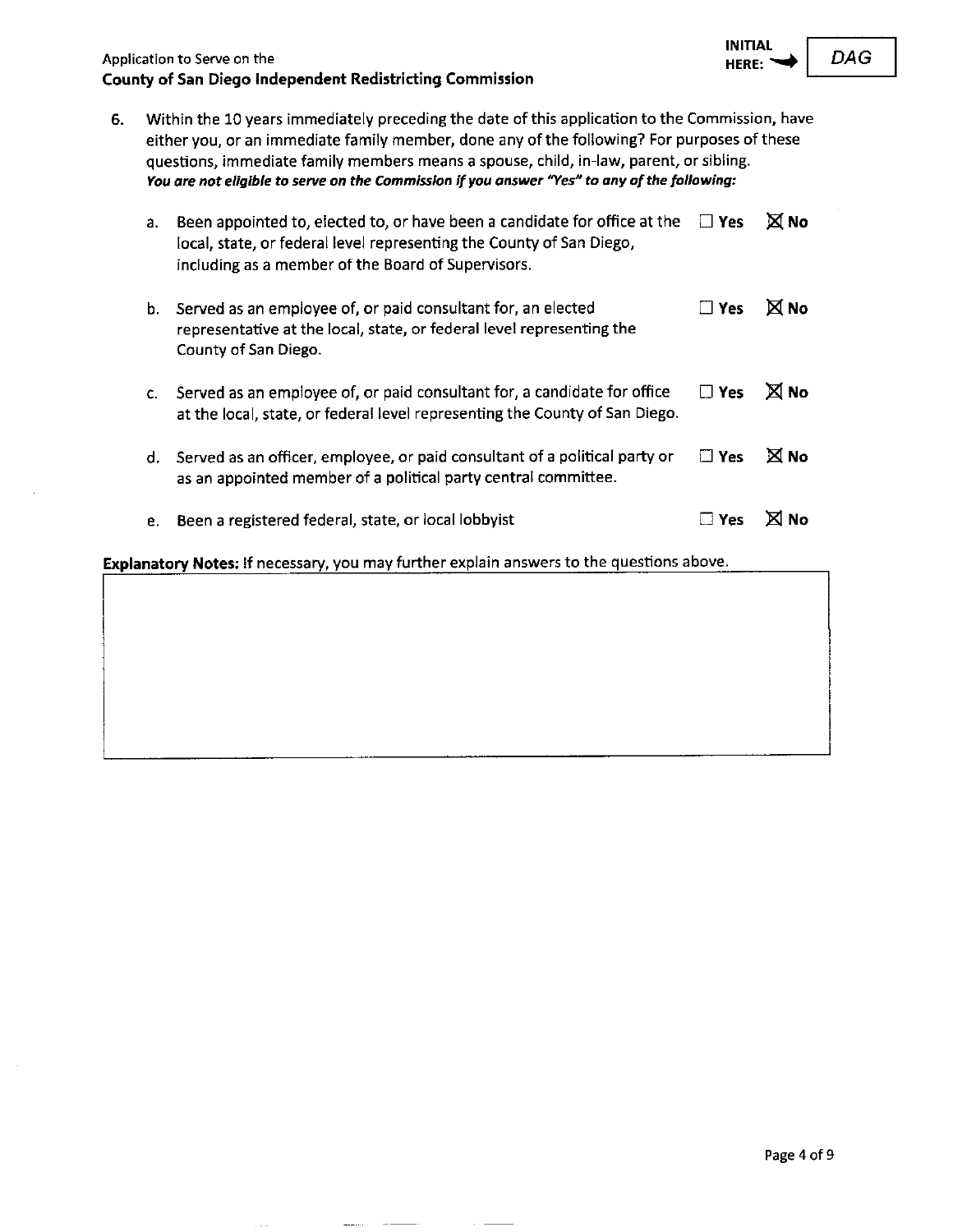6. Within the 10 years immediately preceding the date of this application to the Commission, have either you, or an immediate family member, done any of the following? For purposes of these questions, immediate family members means a spouse, child, in-law, parent, or sibling.
   ***You are not eligible to serve on the Commission if you answer "Yes" to any of the following:***

   a. Been appointed to, elected to, or have been a candidate for office at the local, state, or federal level representing the County of San Diego, including as a member of the Board of Supervisors. ☐ **Yes** ☒ **No**

   b. Served as an employee of, or paid consultant for, an elected representative at the local, state, or federal level representing the County of San Diego. ☐ **Yes** ☒ **No**

   c. Served as an employee of, or paid consultant for, a candidate for office at the local, state, or federal level representing the County of San Diego. ☐ **Yes** ☒ **No**

   d. Served as an officer, employee, or paid consultant of a political party or as an appointed member of a political party central committee. ☐ **Yes** ☒ **No**

   e. Been a registered federal, state, or local lobbyist ☐ **Yes** ☒ **No**

**Explanatory Notes:** If necessary, you may further explain answers to the questions above.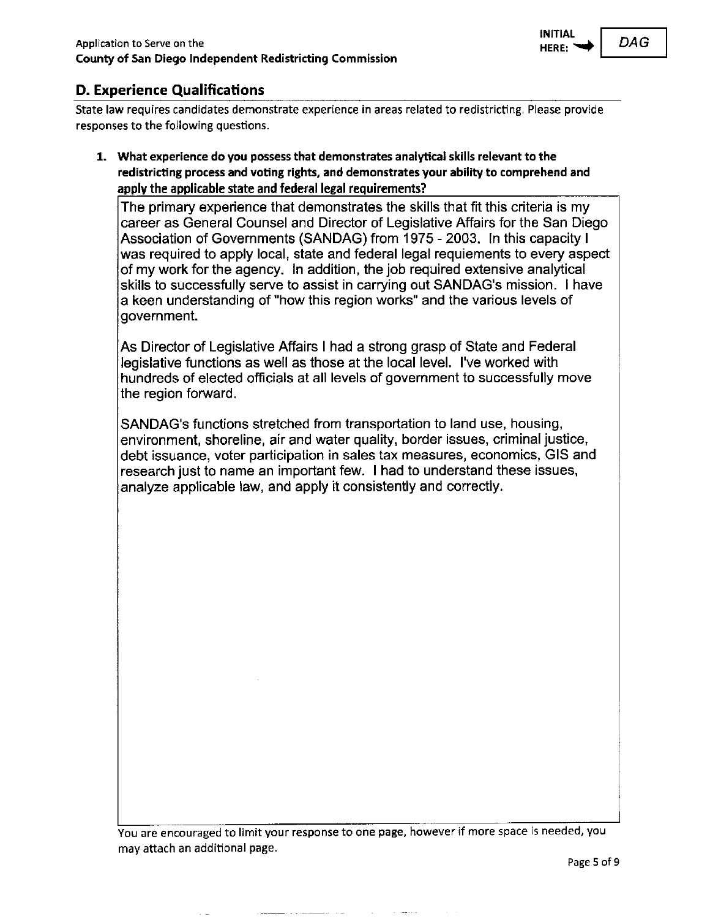## D. Experience Qualifications

State law requires candidates demonstrate experience in areas related to redistricting. Please provide responses to the following questions.

1. **What experience do you possess that demonstrates analytical skills relevant to the redistricting process and voting rights, and demonstrates your ability to comprehend and apply the applicable state and federal legal requirements?**

The primary experience that demonstrates the skills that fit this criteria is my career as General Counsel and Director of Legislative Affairs for the San Diego Association of Governments (SANDAG) from 1975 - 2003. In this capacity I was required to apply local, state and federal legal requiements to every aspect of my work for the agency. In addition, the job required extensive analytical skills to successfully serve to assist in carrying out SANDAG's mission. I have a keen understanding of "how this region works" and the various levels of government.

As Director of Legislative Affairs I had a strong grasp of State and Federal legislative functions as well as those at the local level. I've worked with hundreds of elected officials at all levels of government to successfully move the region forward.

SANDAG's functions stretched from transportation to land use, housing, environment, shoreline, air and water quality, border issues, criminal justice, debt issuance, voter participation in sales tax measures, economics, GIS and research just to name an important few. I had to understand these issues, analyze applicable law, and apply it consistently and correctly.

You are encouraged to limit your response to one page, however if more space is needed, you may attach an additional page.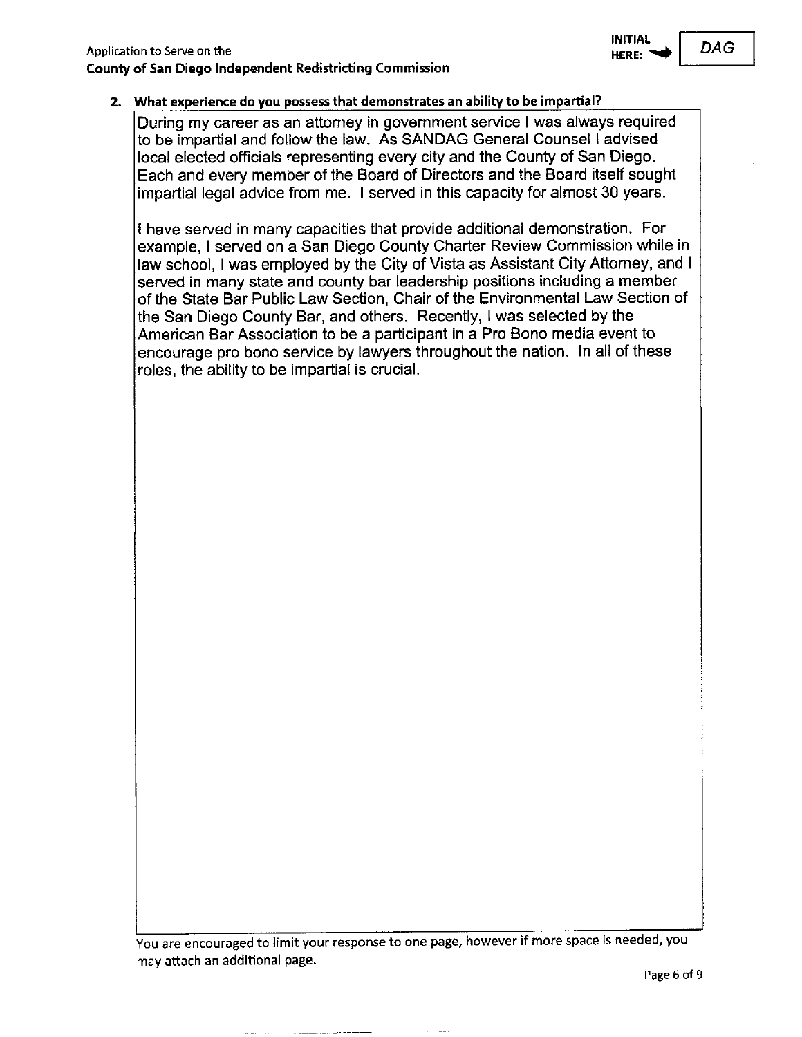**INITIAL HERE:** DAG

**2. What experience do you possess that demonstrates an ability to be impartial?**

During my career as an attorney in government service I was always required to be impartial and follow the law. As SANDAG General Counsel I advised local elected officials representing every city and the County of San Diego. Each and every member of the Board of Directors and the Board itself sought impartial legal advice from me. I served in this capacity for almost 30 years.

I have served in many capacities that provide additional demonstration. For example, I served on a San Diego County Charter Review Commission while in law school, I was employed by the City of Vista as Assistant City Attorney, and I served in many state and county bar leadership positions including a member of the State Bar Public Law Section, Chair of the Environmental Law Section of the San Diego County Bar, and others. Recently, I was selected by the American Bar Association to be a participant in a Pro Bono media event to encourage pro bono service by lawyers throughout the nation. In all of these roles, the ability to be impartial is crucial.

You are encouraged to limit your response to one page, however if more space is needed, you may attach an additional page.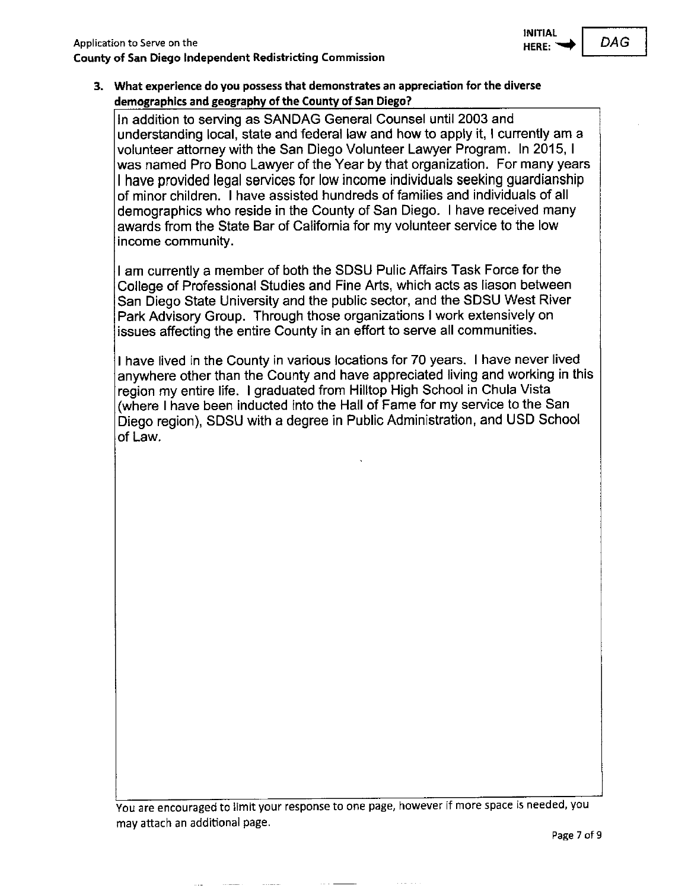**3. What experience do you possess that demonstrates an appreciation for the diverse demographics and geography of the County of San Diego?**

In addition to serving as SANDAG General Counsel until 2003 and understanding local, state and federal law and how to apply it, I currently am a volunteer attorney with the San Diego Volunteer Lawyer Program. In 2015, I was named Pro Bono Lawyer of the Year by that organization. For many years I have provided legal services for low income individuals seeking guardianship of minor children. I have assisted hundreds of families and individuals of all demographics who reside in the County of San Diego. I have received many awards from the State Bar of California for my volunteer service to the low income community.

I am currently a member of both the SDSU Pulic Affairs Task Force for the College of Professional Studies and Fine Arts, which acts as liason between San Diego State University and the public sector, and the SDSU West River Park Advisory Group. Through those organizations I work extensively on issues affecting the entire County in an effort to serve all communities.

I have lived in the County in various locations for 70 years. I have never lived anywhere other than the County and have appreciated living and working in this region my entire life. I graduated from Hilltop High School in Chula Vista (where I have been inducted into the Hall of Fame for my service to the San Diego region), SDSU with a degree in Public Administration, and USD School of Law.

You are encouraged to limit your response to one page, however if more space is needed, you may attach an additional page.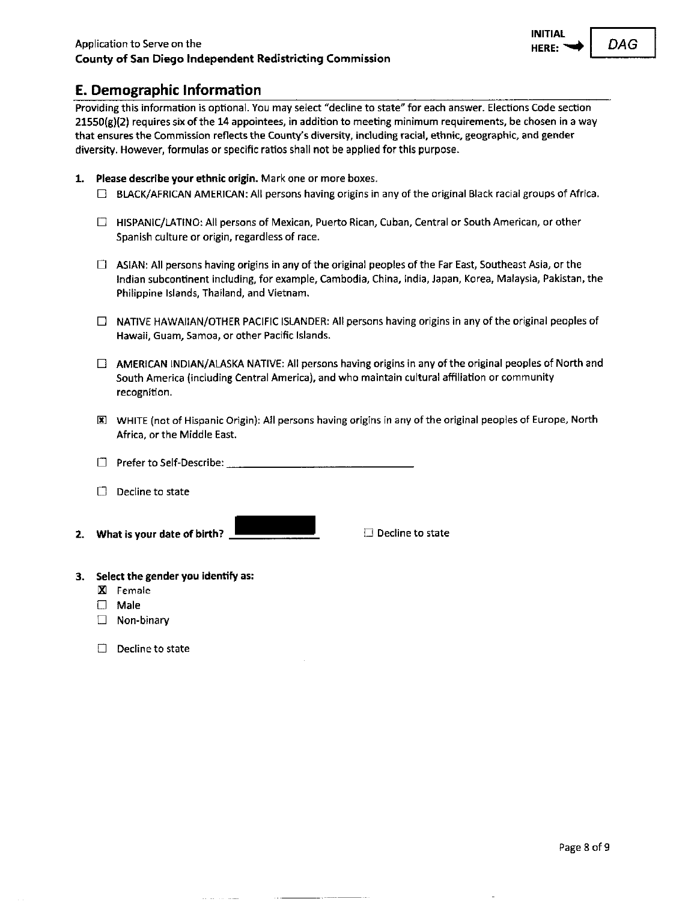INITIAL HERE: DAG

## E. Demographic Information

Providing this information is optional. You may select "decline to state" for each answer. Elections Code section 21550(g)(2) requires six of the 14 appointees, in addition to meeting minimum requirements, be chosen in a way that ensures the Commission reflects the County's diversity, including racial, ethnic, geographic, and gender diversity. However, formulas or specific ratios shall not be applied for this purpose.

1. **Please describe your ethnic origin.** Mark one or more boxes.
   - ☐ BLACK/AFRICAN AMERICAN: All persons having origins in any of the original Black racial groups of Africa.
   - ☐ HISPANIC/LATINO: All persons of Mexican, Puerto Rican, Cuban, Central or South American, or other Spanish culture or origin, regardless of race.
   - ☐ ASIAN: All persons having origins in any of the original peoples of the Far East, Southeast Asia, or the Indian subcontinent including, for example, Cambodia, China, India, Japan, Korea, Malaysia, Pakistan, the Philippine Islands, Thailand, and Vietnam.
   - ☐ NATIVE HAWAIIAN/OTHER PACIFIC ISLANDER: All persons having origins in any of the original peoples of Hawaii, Guam, Samoa, or other Pacific Islands.
   - ☐ AMERICAN INDIAN/ALASKA NATIVE: All persons having origins in any of the original peoples of North and South America (including Central America), and who maintain cultural affiliation or community recognition.
   - ☒ WHITE (not of Hispanic Origin): All persons having origins in any of the original peoples of Europe, North Africa, or the Middle East.
   - ☐ Prefer to Self-Describe: ____________________
   - ☐ Decline to state

2. **What is your date of birth?** [REDACTED] ☐ Decline to state

3. **Select the gender you identify as:**
   - ☒ Female
   - ☐ Male
   - ☐ Non-binary
   - ☐ Decline to state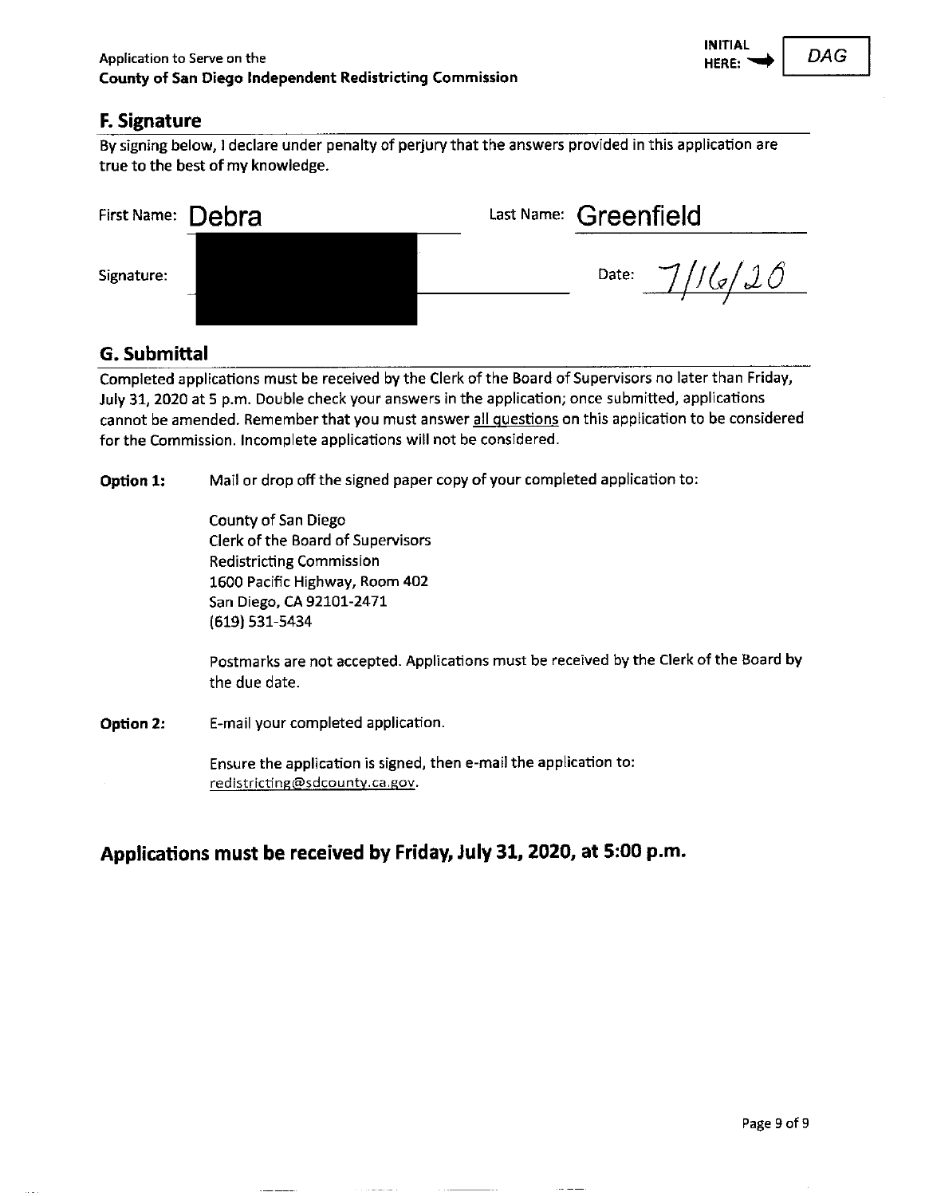INITIAL HERE: DAG

## F. Signature

By signing below, I declare under penalty of perjury that the answers provided in this application are true to the best of my knowledge.

First Name: Debra

Last Name: Greenfield

Signature:

Date: 7/16/20

## G. Submittal

Completed applications must be received by the Clerk of the Board of Supervisors no later than Friday, July 31, 2020 at 5 p.m. Double check your answers in the application; once submitted, applications cannot be amended. Remember that you must answer all questions on this application to be considered for the Commission. Incomplete applications will not be considered.

**Option 1:** Mail or drop off the signed paper copy of your completed application to:

County of San Diego
Clerk of the Board of Supervisors
Redistricting Commission
1600 Pacific Highway, Room 402
San Diego, CA 92101-2471
(619) 531-5434

Postmarks are not accepted. Applications must be received by the Clerk of the Board by the due date.

**Option 2:** E-mail your completed application.

Ensure the application is signed, then e-mail the application to: redistricting@sdcounty.ca.gov.

### Applications must be received by Friday, July 31, 2020, at 5:00 p.m.